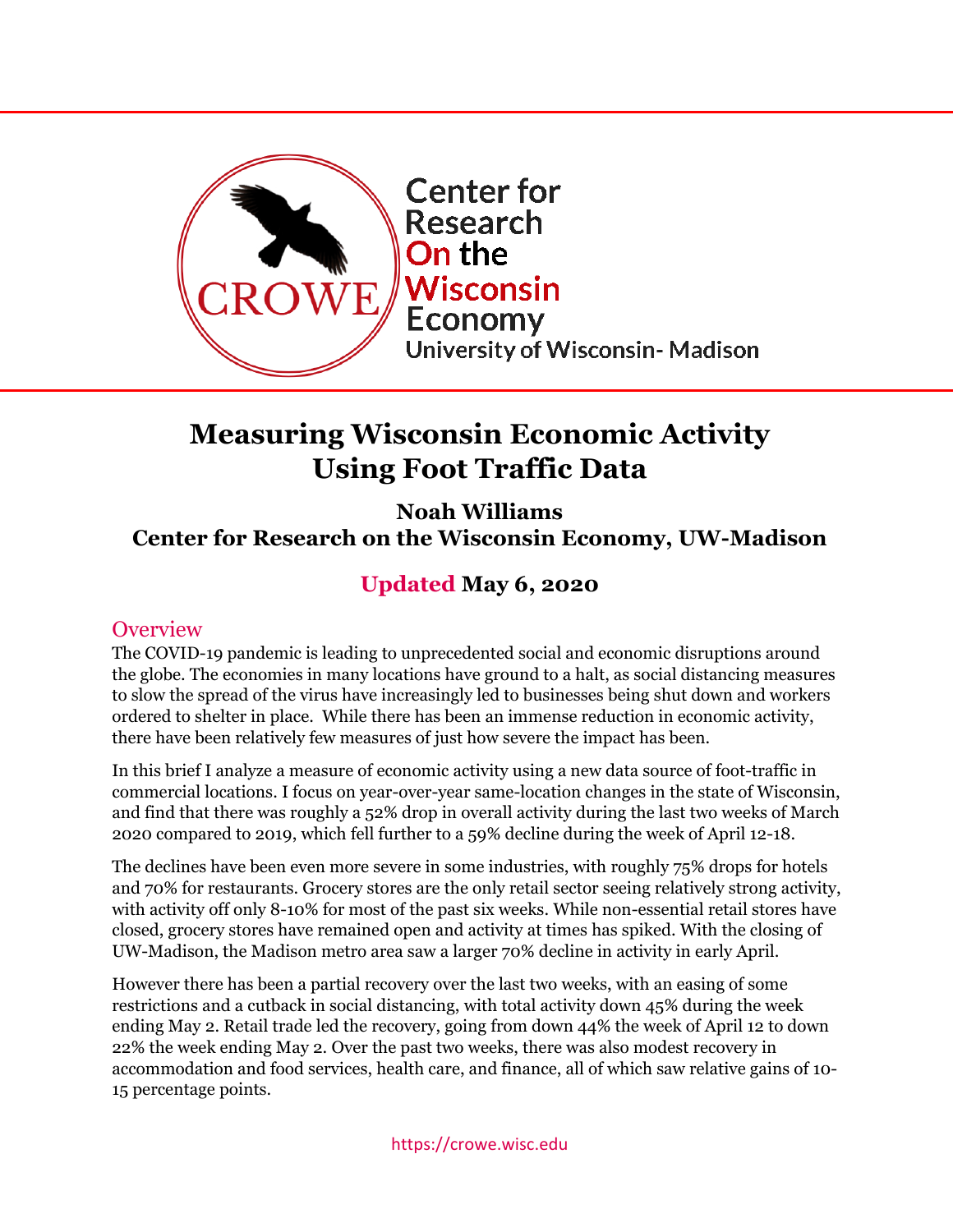Center for Research On the Wisconsin Economy
University of Wisconsin- Madison

# Measuring Wisconsin Economic Activity Using Foot Traffic Data

**Noah Williams**
**Center for Research on the Wisconsin Economy, UW-Madison**

**Updated May 6, 2020**

## Overview

The COVID-19 pandemic is leading to unprecedented social and economic disruptions around the globe. The economies in many locations have ground to a halt, as social distancing measures to slow the spread of the virus have increasingly led to businesses being shut down and workers ordered to shelter in place. While there has been an immense reduction in economic activity, there have been relatively few measures of just how severe the impact has been.

In this brief I analyze a measure of economic activity using a new data source of foot-traffic in commercial locations. I focus on year-over-year same-location changes in the state of Wisconsin, and find that there was roughly a 52% drop in overall activity during the last two weeks of March 2020 compared to 2019, which fell further to a 59% decline during the week of April 12-18.

The declines have been even more severe in some industries, with roughly 75% drops for hotels and 70% for restaurants. Grocery stores are the only retail sector seeing relatively strong activity, with activity off only 8-10% for most of the past six weeks. While non-essential retail stores have closed, grocery stores have remained open and activity at times has spiked. With the closing of UW-Madison, the Madison metro area saw a larger 70% decline in activity in early April.

However there has been a partial recovery over the last two weeks, with an easing of some restrictions and a cutback in social distancing, with total activity down 45% during the week ending May 2. Retail trade led the recovery, going from down 44% the week of April 12 to down 22% the week ending May 2. Over the past two weeks, there was also modest recovery in accommodation and food services, health care, and finance, all of which saw relative gains of 10-15 percentage points.

https://crowe.wisc.edu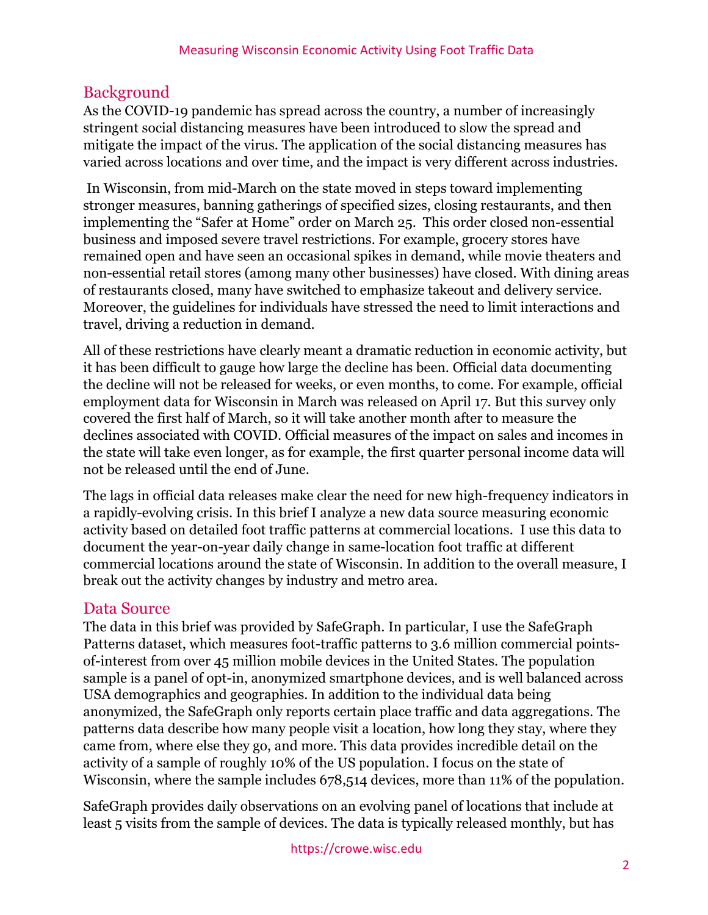## Background

As the COVID-19 pandemic has spread across the country, a number of increasingly stringent social distancing measures have been introduced to slow the spread and mitigate the impact of the virus. The application of the social distancing measures has varied across locations and over time, and the impact is very different across industries.

In Wisconsin, from mid-March on the state moved in steps toward implementing stronger measures, banning gatherings of specified sizes, closing restaurants, and then implementing the "Safer at Home" order on March 25. This order closed non-essential business and imposed severe travel restrictions. For example, grocery stores have remained open and have seen an occasional spikes in demand, while movie theaters and non-essential retail stores (among many other businesses) have closed. With dining areas of restaurants closed, many have switched to emphasize takeout and delivery service. Moreover, the guidelines for individuals have stressed the need to limit interactions and travel, driving a reduction in demand.

All of these restrictions have clearly meant a dramatic reduction in economic activity, but it has been difficult to gauge how large the decline has been. Official data documenting the decline will not be released for weeks, or even months, to come. For example, official employment data for Wisconsin in March was released on April 17. But this survey only covered the first half of March, so it will take another month after to measure the declines associated with COVID. Official measures of the impact on sales and incomes in the state will take even longer, as for example, the first quarter personal income data will not be released until the end of June.

The lags in official data releases make clear the need for new high-frequency indicators in a rapidly-evolving crisis. In this brief I analyze a new data source measuring economic activity based on detailed foot traffic patterns at commercial locations. I use this data to document the year-on-year daily change in same-location foot traffic at different commercial locations around the state of Wisconsin. In addition to the overall measure, I break out the activity changes by industry and metro area.

## Data Source

The data in this brief was provided by SafeGraph. In particular, I use the SafeGraph Patterns dataset, which measures foot-traffic patterns to 3.6 million commercial points-of-interest from over 45 million mobile devices in the United States. The population sample is a panel of opt-in, anonymized smartphone devices, and is well balanced across USA demographics and geographies. In addition to the individual data being anonymized, the SafeGraph only reports certain place traffic and data aggregations. The patterns data describe how many people visit a location, how long they stay, where they came from, where else they go, and more. This data provides incredible detail on the activity of a sample of roughly 10% of the US population. I focus on the state of Wisconsin, where the sample includes 678,514 devices, more than 11% of the population.

SafeGraph provides daily observations on an evolving panel of locations that include at least 5 visits from the sample of devices. The data is typically released monthly, but has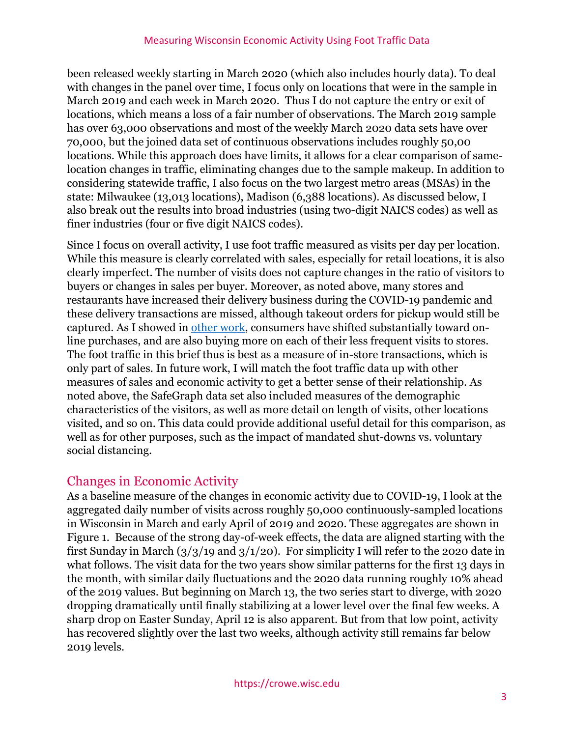been released weekly starting in March 2020 (which also includes hourly data). To deal with changes in the panel over time, I focus only on locations that were in the sample in March 2019 and each week in March 2020. Thus I do not capture the entry or exit of locations, which means a loss of a fair number of observations. The March 2019 sample has over 63,000 observations and most of the weekly March 2020 data sets have over 70,000, but the joined data set of continuous observations includes roughly 50,00 locations. While this approach does have limits, it allows for a clear comparison of same-location changes in traffic, eliminating changes due to the sample makeup. In addition to considering statewide traffic, I also focus on the two largest metro areas (MSAs) in the state: Milwaukee (13,013 locations), Madison (6,388 locations). As discussed below, I also break out the results into broad industries (using two-digit NAICS codes) as well as finer industries (four or five digit NAICS codes).

Since I focus on overall activity, I use foot traffic measured as visits per day per location. While this measure is clearly correlated with sales, especially for retail locations, it is also clearly imperfect. The number of visits does not capture changes in the ratio of visitors to buyers or changes in sales per buyer. Moreover, as noted above, many stores and restaurants have increased their delivery business during the COVID-19 pandemic and these delivery transactions are missed, although takeout orders for pickup would still be captured. As I showed in [other work](), consumers have shifted substantially toward on-line purchases, and are also buying more on each of their less frequent visits to stores. The foot traffic in this brief thus is best as a measure of in-store transactions, which is only part of sales. In future work, I will match the foot traffic data up with other measures of sales and economic activity to get a better sense of their relationship. As noted above, the SafeGraph data set also included measures of the demographic characteristics of the visitors, as well as more detail on length of visits, other locations visited, and so on. This data could provide additional useful detail for this comparison, as well as for other purposes, such as the impact of mandated shut-downs vs. voluntary social distancing.

## Changes in Economic Activity

As a baseline measure of the changes in economic activity due to COVID-19, I look at the aggregated daily number of visits across roughly 50,000 continuously-sampled locations in Wisconsin in March and early April of 2019 and 2020. These aggregates are shown in Figure 1. Because of the strong day-of-week effects, the data are aligned starting with the first Sunday in March (3/3/19 and 3/1/20). For simplicity I will refer to the 2020 date in what follows. The visit data for the two years show similar patterns for the first 13 days in the month, with similar daily fluctuations and the 2020 data running roughly 10% ahead of the 2019 values. But beginning on March 13, the two series start to diverge, with 2020 dropping dramatically until finally stabilizing at a lower level over the final few weeks. A sharp drop on Easter Sunday, April 12 is also apparent. But from that low point, activity has recovered slightly over the last two weeks, although activity still remains far below 2019 levels.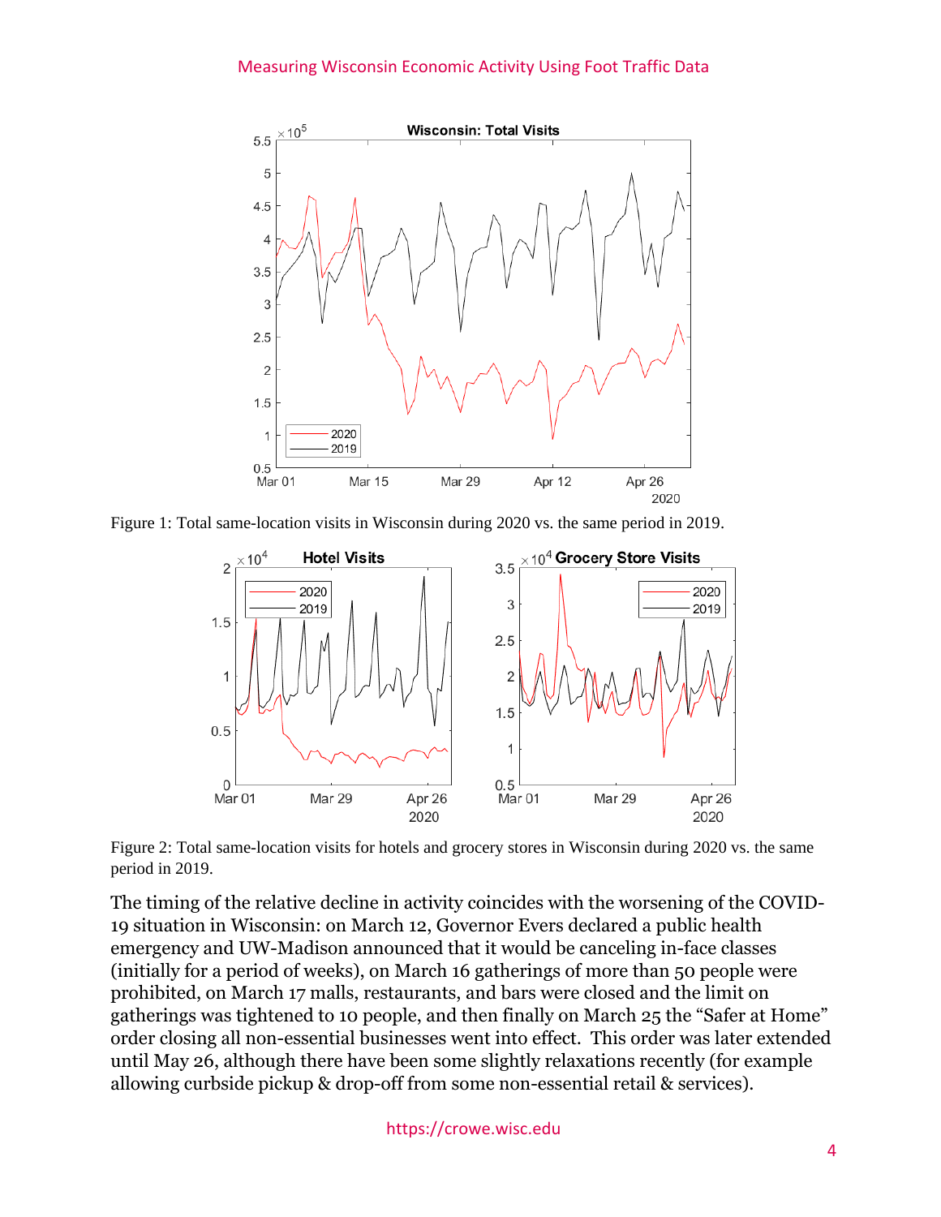Figure 1: Total same-location visits in Wisconsin during 2020 vs. the same period in 2019.

Figure 2: Total same-location visits for hotels and grocery stores in Wisconsin during 2020 vs. the same period in 2019.

The timing of the relative decline in activity coincides with the worsening of the COVID-19 situation in Wisconsin: on March 12, Governor Evers declared a public health emergency and UW-Madison announced that it would be canceling in-face classes (initially for a period of weeks), on March 16 gatherings of more than 50 people were prohibited, on March 17 malls, restaurants, and bars were closed and the limit on gatherings was tightened to 10 people, and then finally on March 25 the "Safer at Home" order closing all non-essential businesses went into effect. This order was later extended until May 26, although there have been some slightly relaxations recently (for example allowing curbside pickup & drop-off from some non-essential retail & services).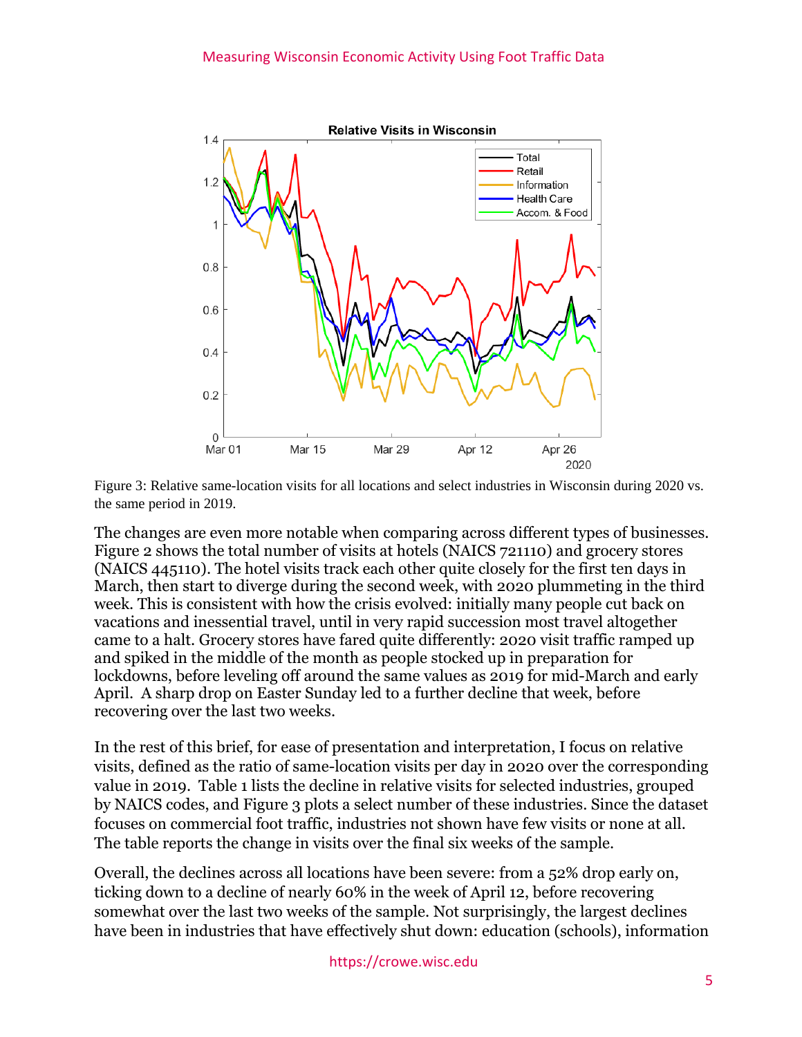Figure 3: Relative same-location visits for all locations and select industries in Wisconsin during 2020 vs. the same period in 2019.

The changes are even more notable when comparing across different types of businesses. Figure 2 shows the total number of visits at hotels (NAICS 721110) and grocery stores (NAICS 445110). The hotel visits track each other quite closely for the first ten days in March, then start to diverge during the second week, with 2020 plummeting in the third week. This is consistent with how the crisis evolved: initially many people cut back on vacations and inessential travel, until in very rapid succession most travel altogether came to a halt. Grocery stores have fared quite differently: 2020 visit traffic ramped up and spiked in the middle of the month as people stocked up in preparation for lockdowns, before leveling off around the same values as 2019 for mid-March and early April. A sharp drop on Easter Sunday led to a further decline that week, before recovering over the last two weeks.

In the rest of this brief, for ease of presentation and interpretation, I focus on relative visits, defined as the ratio of same-location visits per day in 2020 over the corresponding value in 2019. Table 1 lists the decline in relative visits for selected industries, grouped by NAICS codes, and Figure 3 plots a select number of these industries. Since the dataset focuses on commercial foot traffic, industries not shown have few visits or none at all. The table reports the change in visits over the final six weeks of the sample.

Overall, the declines across all locations have been severe: from a 52% drop early on, ticking down to a decline of nearly 60% in the week of April 12, before recovering somewhat over the last two weeks of the sample. Not surprisingly, the largest declines have been in industries that have effectively shut down: education (schools), information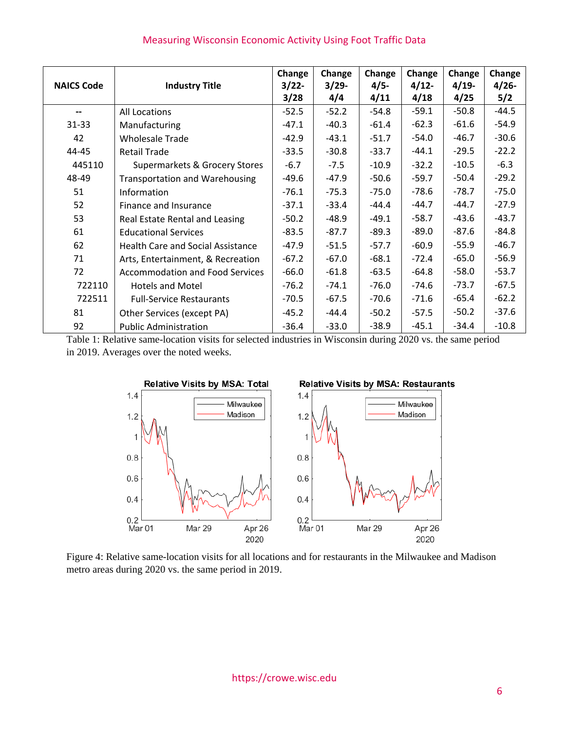| NAICS Code | Industry Title | Change 3/22-3/28 | Change 3/29-4/4 | Change 4/5-4/11 | Change 4/12-4/18 | Change 4/19-4/25 | Change 4/26-5/2 |
|---|---|---|---|---|---|---|---|
| -- | All Locations | -52.5 | -52.2 | -54.8 | -59.1 | -50.8 | -44.5 |
| 31-33 | Manufacturing | -47.1 | -40.3 | -61.4 | -62.3 | -61.6 | -54.9 |
| 42 | Wholesale Trade | -42.9 | -43.1 | -51.7 | -54.0 | -46.7 | -30.6 |
| 44-45 | Retail Trade | -33.5 | -30.8 | -33.7 | -44.1 | -29.5 | -22.2 |
| 445110 | Supermarkets & Grocery Stores | -6.7 | -7.5 | -10.9 | -32.2 | -10.5 | -6.3 |
| 48-49 | Transportation and Warehousing | -49.6 | -47.9 | -50.6 | -59.7 | -50.4 | -29.2 |
| 51 | Information | -76.1 | -75.3 | -75.0 | -78.6 | -78.7 | -75.0 |
| 52 | Finance and Insurance | -37.1 | -33.4 | -44.4 | -44.7 | -44.7 | -27.9 |
| 53 | Real Estate Rental and Leasing | -50.2 | -48.9 | -49.1 | -58.7 | -43.6 | -43.7 |
| 61 | Educational Services | -83.5 | -87.7 | -89.3 | -89.0 | -87.6 | -84.8 |
| 62 | Health Care and Social Assistance | -47.9 | -51.5 | -57.7 | -60.9 | -55.9 | -46.7 |
| 71 | Arts, Entertainment, & Recreation | -67.2 | -67.0 | -68.1 | -72.4 | -65.0 | -56.9 |
| 72 | Accommodation and Food Services | -66.0 | -61.8 | -63.5 | -64.8 | -58.0 | -53.7 |
| 722110 | Hotels and Motel | -76.2 | -74.1 | -76.0 | -74.6 | -73.7 | -67.5 |
| 722511 | Full-Service Restaurants | -70.5 | -67.5 | -70.6 | -71.6 | -65.4 | -62.2 |
| 81 | Other Services (except PA) | -45.2 | -44.4 | -50.2 | -57.5 | -50.2 | -37.6 |
| 92 | Public Administration | -36.4 | -33.0 | -38.9 | -45.1 | -34.4 | -10.8 |

Table 1: Relative same-location visits for selected industries in Wisconsin during 2020 vs. the same period in 2019. Averages over the noted weeks.

Figure 4: Relative same-location visits for all locations and for restaurants in the Milwaukee and Madison metro areas during 2020 vs. the same period in 2019.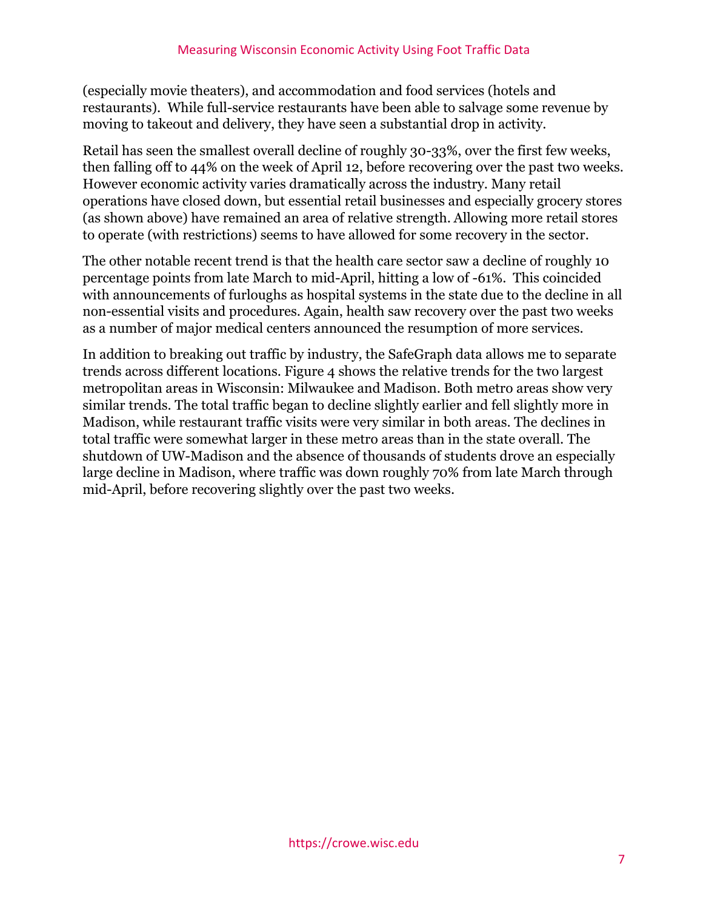(especially movie theaters), and accommodation and food services (hotels and restaurants). While full-service restaurants have been able to salvage some revenue by moving to takeout and delivery, they have seen a substantial drop in activity.

Retail has seen the smallest overall decline of roughly 30-33%, over the first few weeks, then falling off to 44% on the week of April 12, before recovering over the past two weeks. However economic activity varies dramatically across the industry. Many retail operations have closed down, but essential retail businesses and especially grocery stores (as shown above) have remained an area of relative strength. Allowing more retail stores to operate (with restrictions) seems to have allowed for some recovery in the sector.

The other notable recent trend is that the health care sector saw a decline of roughly 10 percentage points from late March to mid-April, hitting a low of -61%. This coincided with announcements of furloughs as hospital systems in the state due to the decline in all non-essential visits and procedures. Again, health saw recovery over the past two weeks as a number of major medical centers announced the resumption of more services.

In addition to breaking out traffic by industry, the SafeGraph data allows me to separate trends across different locations. Figure 4 shows the relative trends for the two largest metropolitan areas in Wisconsin: Milwaukee and Madison. Both metro areas show very similar trends. The total traffic began to decline slightly earlier and fell slightly more in Madison, while restaurant traffic visits were very similar in both areas. The declines in total traffic were somewhat larger in these metro areas than in the state overall. The shutdown of UW-Madison and the absence of thousands of students drove an especially large decline in Madison, where traffic was down roughly 70% from late March through mid-April, before recovering slightly over the past two weeks.